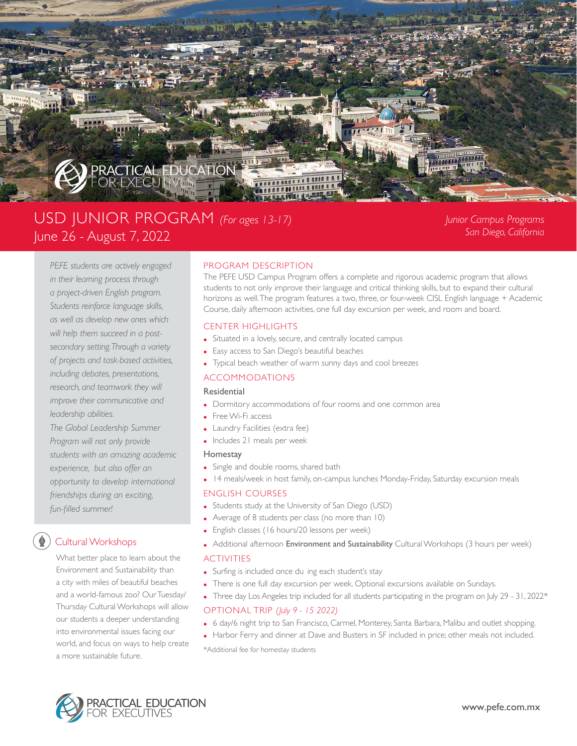PRACTICAL EDUCATION FOR EXECUTIVES

# USD JUNIOR PROGRAM *(For ages 13-17)*

## June 26 - August 7, 2022

*Junior Campus Programs*
*San Diego, California*

*PEFE students are actively engaged in their learning process through a project-driven English program. Students reinforce language skills, as well as develop new ones which will help them succeed in a post-secondary setting. Through a variety of projects and task-based activities, including debates, presentations, research, and teamwork they will improve their communicative and leadership abilities.*

*The Global Leadership Summer Program will not only provide students with an amazing academic experience, but also offer an opportunity to develop international friendships during an exciting, fun-filled summer!*

### Cultural Workshops

What better place to learn about the Environment and Sustainability than a city with miles of beautiful beaches and a world-famous zoo? Our Tuesday/Thursday Cultural Workshops will allow our students a deeper understanding into environmental issues facing our world, and focus on ways to help create a more sustainable future.

### PROGRAM DESCRIPTION

The PEFE USD Campus Program offers a complete and rigorous academic program that allows students to not only improve their language and critical thinking skills, but to expand their cultural horizons as well. The program features a two, three, or four-week CISL English language + Academic Course, daily afternoon activities, one full day excursion per week, and room and board.

### CENTER HIGHLIGHTS

- Situated in a lovely, secure, and centrally located campus
- Easy access to San Diego's beautiful beaches
- Typical beach weather of warm sunny days and cool breezes

### ACCOMMODATIONS

**Residential**

- Dormitory accommodations of four rooms and one common area
- Free Wi-Fi access
- Laundry Facilities (extra fee)
- Includes 21 meals per week

**Homestay**

- Single and double rooms, shared bath
- 14 meals/week in host family, on-campus lunches Monday-Friday, Saturday excursion meals

### ENGLISH COURSES

- Students study at the University of San Diego (USD)
- Average of 8 students per class (no more than 10)
- English classes (16 hours/20 lessons per week)
- Additional afternoon **Environment and Sustainability** Cultural Workshops (3 hours per week)

### ACTIVITIES

- Surfing is included once du ing each student's stay
- There is one full day excursion per week. Optional excursions available on Sundays.
- Three day Los Angeles trip included for all students participating in the program on July 29 - 31, 2022*

### OPTIONAL TRIP *(July 9 - 15 2022)*

- 6 day/6 night trip to San Francisco, Carmel, Monterey, Santa Barbara, Malibu and outlet shopping.
- Harbor Ferry and dinner at Dave and Busters in SF included in price; other meals not included.

*Additional fee for homestay students

PRACTICAL EDUCATION FOR EXECUTIVES

www.pefe.com.mx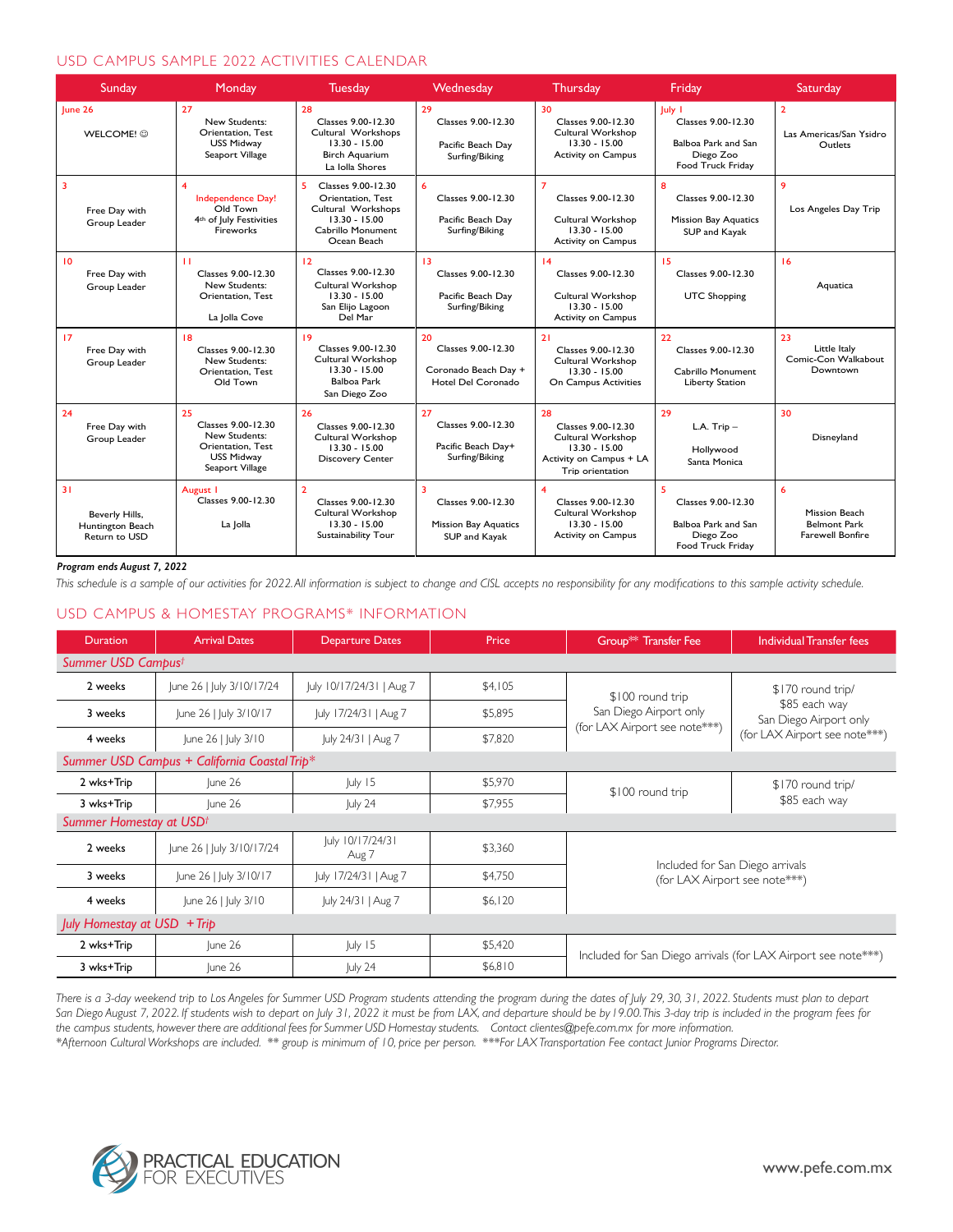## USD CAMPUS SAMPLE 2022 ACTIVITIES CALENDAR

| Sunday | Monday | Tuesday | Wednesday | Thursday | Friday | Saturday |
|---|---|---|---|---|---|---|
| June 26<br>WELCOME! ☺ | 27<br>New Students: Orientation, Test<br>USS Midway<br>Seaport Village | 28<br>Classes 9.00-12.30<br>Cultural Workshops<br>13.30 - 15.00<br>Birch Aquarium<br>La Iolla Shores | 29<br>Classes 9.00-12.30<br>Pacific Beach Day<br>Surfing/Biking | 30<br>Classes 9.00-12.30<br>Cultural Workshop<br>13.30 - 15.00<br>Activity on Campus | July 1<br>Classes 9.00-12.30<br>Balboa Park and San Diego Zoo<br>Food Truck Friday | 2<br>Las Americas/San Ysidro Outlets |
| 3<br>Free Day with Group Leader | 4<br>Independence Day!<br>Old Town<br>4th of July Festivities<br>Fireworks | 5<br>Classes 9.00-12.30<br>Orientation, Test<br>Cultural Workshops<br>13.30 - 15.00<br>Cabrillo Monument<br>Ocean Beach | 6<br>Classes 9.00-12.30<br>Pacific Beach Day<br>Surfing/Biking | 7<br>Classes 9.00-12.30<br>Cultural Workshop<br>13.30 - 15.00<br>Activity on Campus | 8<br>Classes 9.00-12.30<br>Mission Bay Aquatics<br>SUP and Kayak | 9<br>Los Angeles Day Trip |
| 10<br>Free Day with Group Leader | 11<br>Classes 9.00-12.30<br>New Students:<br>Orientation, Test<br>La Jolla Cove | 12<br>Classes 9.00-12.30<br>Cultural Workshop<br>13.30 - 15.00<br>San Elijo Lagoon<br>Del Mar | 13<br>Classes 9.00-12.30<br>Pacific Beach Day<br>Surfing/Biking | 14<br>Classes 9.00-12.30<br>Cultural Workshop<br>13.30 - 15.00<br>Activity on Campus | 15<br>Classes 9.00-12.30<br>UTC Shopping | 16<br>Aquatica |
| 17<br>Free Day with Group Leader | 18<br>Classes 9.00-12.30<br>New Students:<br>Orientation, Test<br>Old Town | 19<br>Classes 9.00-12.30<br>Cultural Workshop<br>13.30 - 15.00<br>Balboa Park<br>San Diego Zoo | 20<br>Classes 9.00-12.30<br>Coronado Beach Day +<br>Hotel Del Coronado | 21<br>Classes 9.00-12.30<br>Cultural Workshop<br>13.30 - 15.00<br>On Campus Activities | 22<br>Classes 9.00-12.30<br>Cabrillo Monument<br>Liberty Station | 23<br>Little Italy<br>Comic-Con Walkabout<br>Downtown |
| 24<br>Free Day with Group Leader | 25<br>Classes 9.00-12.30<br>New Students:<br>Orientation, Test<br>USS Midway<br>Seaport Village | 26<br>Classes 9.00-12.30<br>Cultural Workshop<br>13.30 - 15.00<br>Discovery Center | 27<br>Classes 9.00-12.30<br>Pacific Beach Day+<br>Surfing/Biking | 28<br>Classes 9.00-12.30<br>Cultural Workshop<br>13.30 - 15.00<br>Activity on Campus + LA Trip orientation | 29<br>L.A. Trip –<br>Hollywood<br>Santa Monica | 30<br>Disneyland |
| 31<br>Beverly Hills,<br>Huntington Beach<br>Return to USD | August 1<br>Classes 9.00-12.30<br>La Jolla | 2<br>Classes 9.00-12.30<br>Cultural Workshop<br>13.30 - 15.00<br>Sustainability Tour | 3<br>Classes 9.00-12.30<br>Mission Bay Aquatics<br>SUP and Kayak | 4<br>Classes 9.00-12.30<br>Cultural Workshop<br>13.30 - 15.00<br>Activity on Campus | 5<br>Classes 9.00-12.30<br>Balboa Park and San Diego Zoo<br>Food Truck Friday | 6<br>Mission Beach<br>Belmont Park<br>Farewell Bonfire |

***Program ends August 7, 2022***

*This schedule is a sample of our activities for 2022. All information is subject to change and CISL accepts no responsibility for any modifications to this sample activity schedule.*

## USD CAMPUS & HOMESTAY PROGRAMS* INFORMATION

| Duration | Arrival Dates | Departure Dates | Price | Group** Transfer Fee | Individual Transfer fees |
|---|---|---|---|---|---|
| *Summer USD Campus†* | | | | | |
| 2 weeks | June 26 \| July 3/10/17/24 | July 10/17/24/31 \| Aug 7 | $4,105 | $100 round trip<br>San Diego Airport only<br>(for LAX Airport see note***) | $170 round trip/<br>$85 each way<br>San Diego Airport only<br>(for LAX Airport see note***) |
| 3 weeks | June 26 \| July 3/10/17 | July 17/24/31 \| Aug 7 | $5,895 | | |
| 4 weeks | June 26 \| July 3/10 | July 24/31 \| Aug 7 | $7,820 | | |
| *Summer USD Campus + California Coastal Trip** | | | | | |
| 2 wks+Trip | June 26 | July 15 | $5,970 | $100 round trip | $170 round trip/<br>$85 each way |
| 3 wks+Trip | June 26 | July 24 | $7,955 | | |
| *Summer Homestay at USD†* | | | | | |
| 2 weeks | June 26 \| July 3/10/17/24 | July 10/17/24/31<br>Aug 7 | $3,360 | Included for San Diego arrivals<br>(for LAX Airport see note***) | |
| 3 weeks | June 26 \| July 3/10/17 | July 17/24/31 \| Aug 7 | $4,750 | | |
| 4 weeks | June 26 \| July 3/10 | July 24/31 \| Aug 7 | $6,120 | | |
| *July Homestay at USD + Trip* | | | | | |
| 2 wks+Trip | June 26 | July 15 | $5,420 | Included for San Diego arrivals (for LAX Airport see note***) | |
| 3 wks+Trip | June 26 | July 24 | $6,810 | | |

*There is a 3-day weekend trip to Los Angeles for Summer USD Program students attending the program during the dates of July 29, 30, 31, 2022. Students must plan to depart San Diego August 7, 2022. If students wish to depart on July 31, 2022 it must be from LAX, and departure should be by 19.00. This 3-day trip is included in the program fees for the campus students, however there are additional fees for Summer USD Homestay students. Contact clientes@pefe.com.mx for more information.*
*\*Afternoon Cultural Workshops are included. \*\* group is minimum of 10, price per person. \*\*\*For LAX Transportation Fee contact Junior Programs Director.*

PRACTICAL EDUCATION FOR EXECUTIVES

www.pefe.com.mx